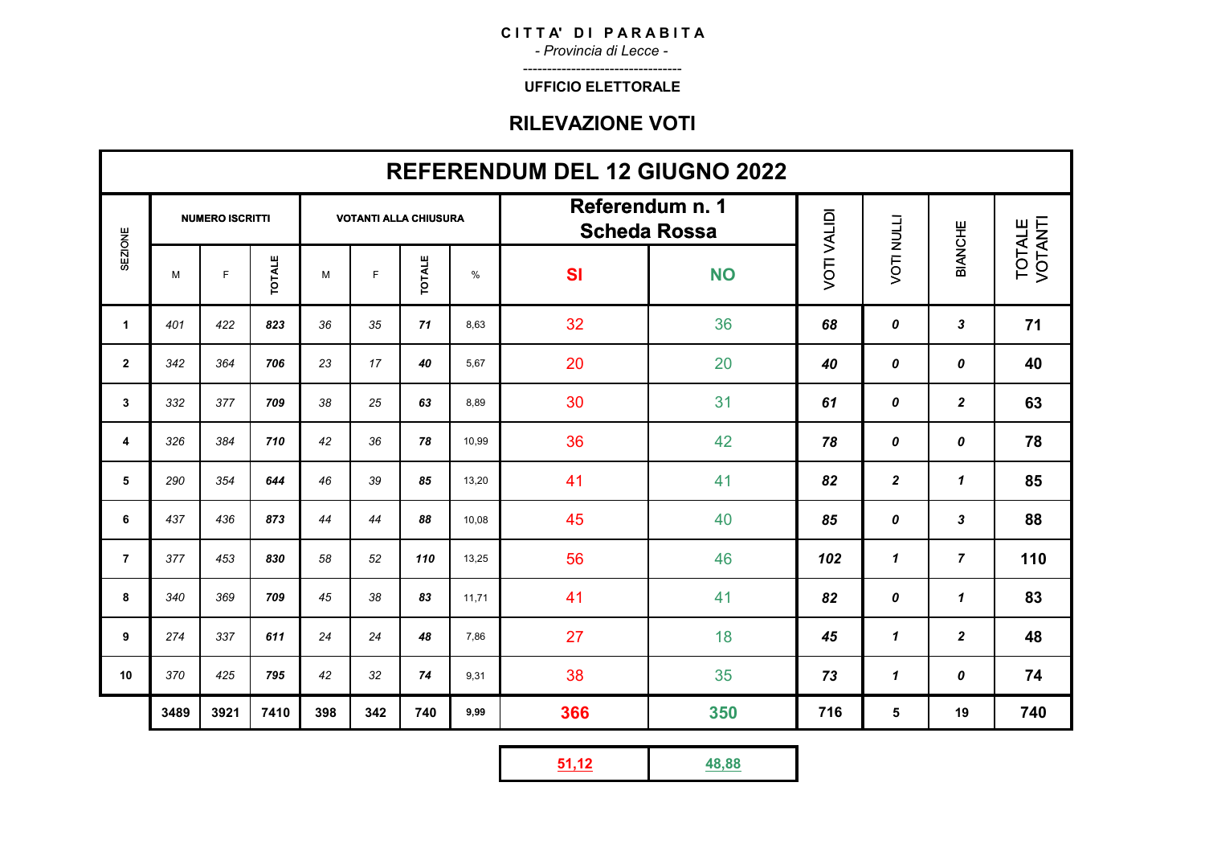**CITTA' DI PARABITA**

*- Provincia di Lecce -*

---

**UFFICIO ELETTORALE**

## RILEVAZIONE VOTI

# REFERENDUM DEL 12 GIUGNO 2022

| SEZIONE | NUMERO ISCRITTI | | | VOTANTI ALLA CHIUSURA | | | | Referendum n. 1 Scheda Rossa | | VOTI VALIDI | VOTI NULLI | BIANCHE | TOTALE VOTANTI |
|---|---|---|---|---|---|---|---|---|---|---|---|---|---|
| | M | F | TOTALE | M | F | TOTALE | % | SI | NO | | | | |
| 1 | *401* | *422* | ***823*** | *36* | *35* | ***71*** | 8,63 | 32 | 36 | ***68*** | ***0*** | ***3*** | **71** |
| 2 | *342* | *364* | ***706*** | *23* | *17* | ***40*** | 5,67 | 20 | 20 | ***40*** | ***0*** | ***0*** | **40** |
| 3 | *332* | *377* | ***709*** | *38* | *25* | ***63*** | 8,89 | 30 | 31 | ***61*** | ***0*** | ***2*** | **63** |
| 4 | *326* | *384* | ***710*** | *42* | *36* | ***78*** | 10,99 | 36 | 42 | ***78*** | ***0*** | ***0*** | **78** |
| 5 | *290* | *354* | ***644*** | *46* | *39* | ***85*** | 13,20 | 41 | 41 | ***82*** | ***2*** | ***1*** | **85** |
| 6 | *437* | *436* | ***873*** | *44* | *44* | ***88*** | 10,08 | 45 | 40 | ***85*** | ***0*** | ***3*** | **88** |
| 7 | *377* | *453* | ***830*** | *58* | *52* | ***110*** | 13,25 | 56 | 46 | ***102*** | ***1*** | ***7*** | **110** |
| 8 | *340* | *369* | ***709*** | *45* | *38* | ***83*** | 11,71 | 41 | 41 | ***82*** | ***0*** | ***1*** | **83** |
| 9 | *274* | *337* | ***611*** | *24* | *24* | ***48*** | 7,86 | 27 | 18 | ***45*** | ***1*** | ***2*** | **48** |
| 10 | *370* | *425* | ***795*** | *42* | *32* | ***74*** | 9,31 | 38 | 35 | ***73*** | ***1*** | ***0*** | **74** |
| | **3489** | **3921** | **7410** | **398** | **342** | **740** | **9,99** | **366** | **350** | **716** | **5** | **19** | **740** |
| | | | | | | | | **51,12** | **48,88** | | | | |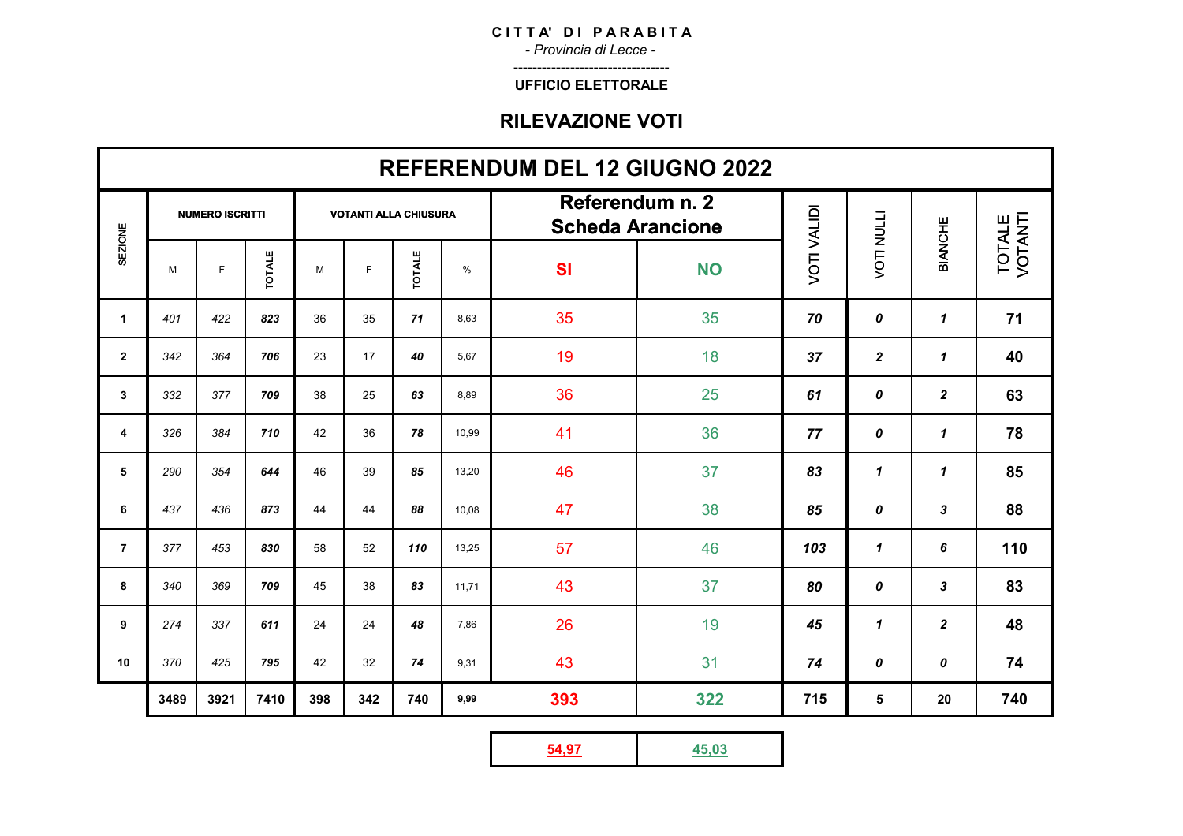**CITTA' DI PARABITA**

*- Provincia di Lecce -*

---

**UFFICIO ELETTORALE**

## RILEVAZIONE VOTI

| REFERENDUM DEL 12 GIUGNO 2022 | | | | | | | | | | | | | |
|---|---|---|---|---|---|---|---|---|---|---|---|---|---|
| SEZIONE | NUMERO ISCRITTI | | | VOTANTI ALLA CHIUSURA | | | | Referendum n. 2 Scheda Arancione | | VOTI VALIDI | VOTI NULLI | BIANCHE | TOTALE VOTANTI |
| | M | F | TOTALE | M | F | TOTALE | % | SI | NO | | | | |
| 1 | *401* | *422* | ***823*** | 36 | 35 | ***71*** | 8,63 | 35 | 35 | ***70*** | ***0*** | ***1*** | **71** |
| 2 | *342* | *364* | ***706*** | 23 | 17 | ***40*** | 5,67 | 19 | 18 | ***37*** | ***2*** | ***1*** | **40** |
| 3 | *332* | *377* | ***709*** | 38 | 25 | ***63*** | 8,89 | 36 | 25 | ***61*** | ***0*** | ***2*** | **63** |
| 4 | *326* | *384* | ***710*** | 42 | 36 | ***78*** | 10,99 | 41 | 36 | ***77*** | ***0*** | ***1*** | **78** |
| 5 | *290* | *354* | ***644*** | 46 | 39 | ***85*** | 13,20 | 46 | 37 | ***83*** | ***1*** | ***1*** | **85** |
| 6 | *437* | *436* | ***873*** | 44 | 44 | ***88*** | 10,08 | 47 | 38 | ***85*** | ***0*** | ***3*** | **88** |
| 7 | *377* | *453* | ***830*** | 58 | 52 | ***110*** | 13,25 | 57 | 46 | ***103*** | ***1*** | ***6*** | **110** |
| 8 | *340* | *369* | ***709*** | 45 | 38 | ***83*** | 11,71 | 43 | 37 | ***80*** | ***0*** | ***3*** | **83** |
| 9 | *274* | *337* | ***611*** | 24 | 24 | ***48*** | 7,86 | 26 | 19 | ***45*** | ***1*** | ***2*** | **48** |
| 10 | *370* | *425* | ***795*** | 42 | 32 | ***74*** | 9,31 | 43 | 31 | ***74*** | ***0*** | ***0*** | **74** |
| | **3489** | **3921** | **7410** | **398** | **342** | **740** | **9,99** | **393** | **322** | **715** | **5** | **20** | **740** |
| | | | | | | | | **54,97** | **45,03** | | | | |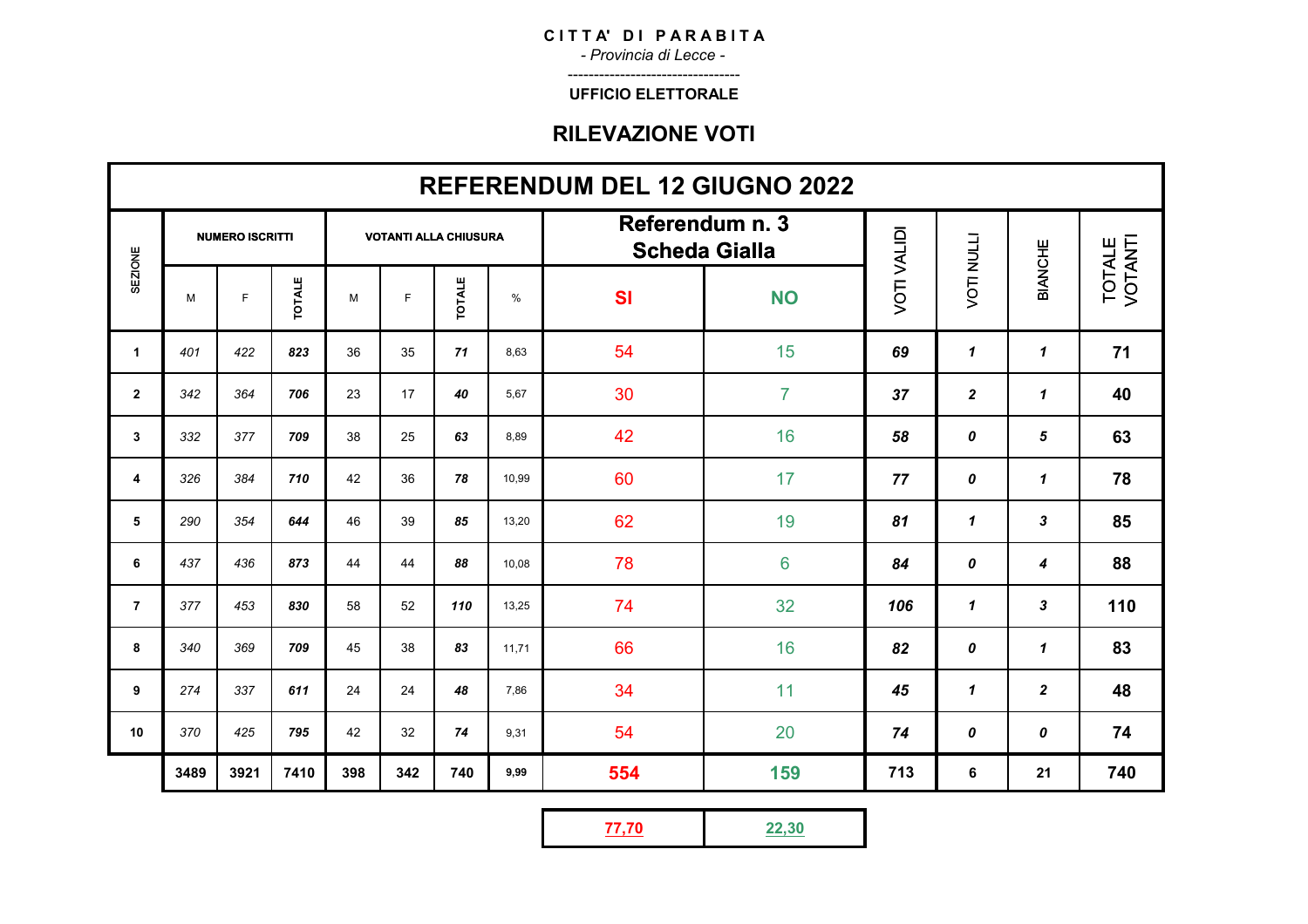**CITTA' DI PARABITA**

*- Provincia di Lecce -*

---------------------------------

**UFFICIO ELETTORALE**

## RILEVAZIONE VOTI

| REFERENDUM DEL 12 GIUGNO 2022 | | | | | | | | | | | | | | |
|---|---|---|---|---|---|---|---|---|---|---|---|---|---|---|
| SEZIONE | NUMERO ISCRITTI | | | VOTANTI ALLA CHIUSURA | | | | Referendum n. 3 Scheda Gialla | | VOTI VALIDI | VOTI NULLI | BIANCHE | TOTALE VOTANTI |
| | M | F | TOTALE | M | F | TOTALE | % | SI | NO | | | | |
| 1 | *401* | *422* | ***823*** | 36 | 35 | ***71*** | 8,63 | 54 | 15 | ***69*** | ***1*** | ***1*** | **71** |
| 2 | *342* | *364* | ***706*** | 23 | 17 | ***40*** | 5,67 | 30 | 7 | ***37*** | ***2*** | ***1*** | **40** |
| 3 | *332* | *377* | ***709*** | 38 | 25 | ***63*** | 8,89 | 42 | 16 | ***58*** | ***0*** | ***5*** | **63** |
| 4 | *326* | *384* | ***710*** | 42 | 36 | ***78*** | 10,99 | 60 | 17 | ***77*** | ***0*** | ***1*** | **78** |
| 5 | *290* | *354* | ***644*** | 46 | 39 | ***85*** | 13,20 | 62 | 19 | ***81*** | ***1*** | ***3*** | **85** |
| 6 | *437* | *436* | ***873*** | 44 | 44 | ***88*** | 10,08 | 78 | 6 | ***84*** | ***0*** | ***4*** | **88** |
| 7 | *377* | *453* | ***830*** | 58 | 52 | ***110*** | 13,25 | 74 | 32 | ***106*** | ***1*** | ***3*** | **110** |
| 8 | *340* | *369* | ***709*** | 45 | 38 | ***83*** | 11,71 | 66 | 16 | ***82*** | ***0*** | ***1*** | **83** |
| 9 | *274* | *337* | ***611*** | 24 | 24 | ***48*** | 7,86 | 34 | 11 | ***45*** | ***1*** | ***2*** | **48** |
| 10 | *370* | *425* | ***795*** | 42 | 32 | ***74*** | 9,31 | 54 | 20 | ***74*** | ***0*** | ***0*** | **74** |
| | **3489** | **3921** | **7410** | **398** | **342** | **740** | **9,99** | **554** | **159** | **713** | **6** | **21** | **740** |
| | | | | | | | | **77,70** | **22,30** | | | | |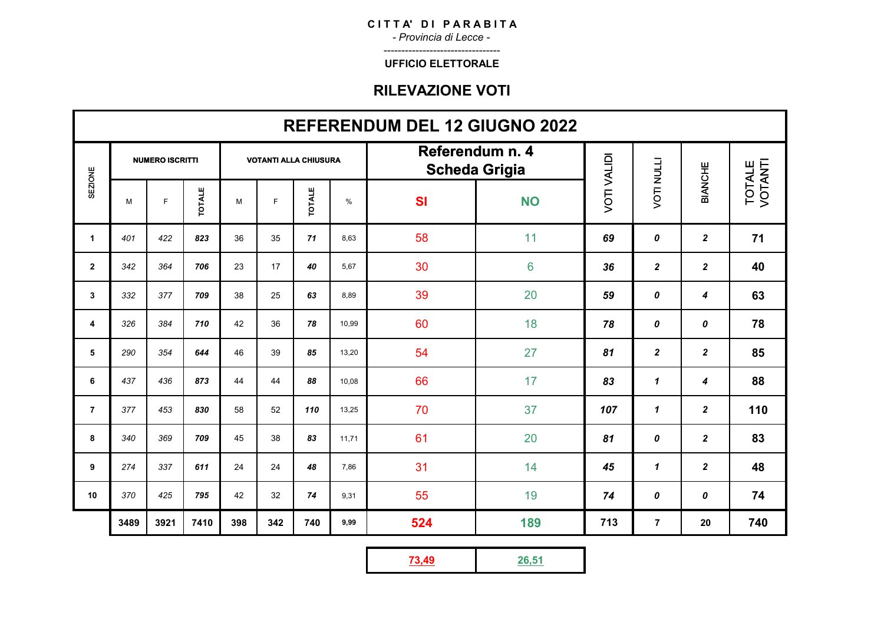**CITTA' DI PARABITA**

*- Provincia di Lecce -*

---------------------------------

**UFFICIO ELETTORALE**

## RILEVAZIONE VOTI

| REFERENDUM DEL 12 GIUGNO 2022 | | | | | | | | | | | | | | |
|---|---|---|---|---|---|---|---|---|---|---|---|---|---|---|
| SEZIONE | NUMERO ISCRITTI | | | VOTANTI ALLA CHIUSURA | | | | Referendum n. 4 Scheda Grigia | | VOTI VALIDI | VOTI NULLI | BIANCHE | TOTALE VOTANTI |
| | M | F | TOTALE | M | F | TOTALE | % | SI | NO | | | | |
| 1 | 401 | 422 | 823 | 36 | 35 | 71 | 8,63 | 58 | 11 | 69 | 0 | 2 | 71 |
| 2 | 342 | 364 | 706 | 23 | 17 | 40 | 5,67 | 30 | 6 | 36 | 2 | 2 | 40 |
| 3 | 332 | 377 | 709 | 38 | 25 | 63 | 8,89 | 39 | 20 | 59 | 0 | 4 | 63 |
| 4 | 326 | 384 | 710 | 42 | 36 | 78 | 10,99 | 60 | 18 | 78 | 0 | 0 | 78 |
| 5 | 290 | 354 | 644 | 46 | 39 | 85 | 13,20 | 54 | 27 | 81 | 2 | 2 | 85 |
| 6 | 437 | 436 | 873 | 44 | 44 | 88 | 10,08 | 66 | 17 | 83 | 1 | 4 | 88 |
| 7 | 377 | 453 | 830 | 58 | 52 | 110 | 13,25 | 70 | 37 | 107 | 1 | 2 | 110 |
| 8 | 340 | 369 | 709 | 45 | 38 | 83 | 11,71 | 61 | 20 | 81 | 0 | 2 | 83 |
| 9 | 274 | 337 | 611 | 24 | 24 | 48 | 7,86 | 31 | 14 | 45 | 1 | 2 | 48 |
| 10 | 370 | 425 | 795 | 42 | 32 | 74 | 9,31 | 55 | 19 | 74 | 0 | 0 | 74 |
| | 3489 | 3921 | 7410 | 398 | 342 | 740 | 9,99 | 524 | 189 | 713 | 7 | 20 | 740 |
| | | | | | | | | 73,49 | 26,51 | | | | |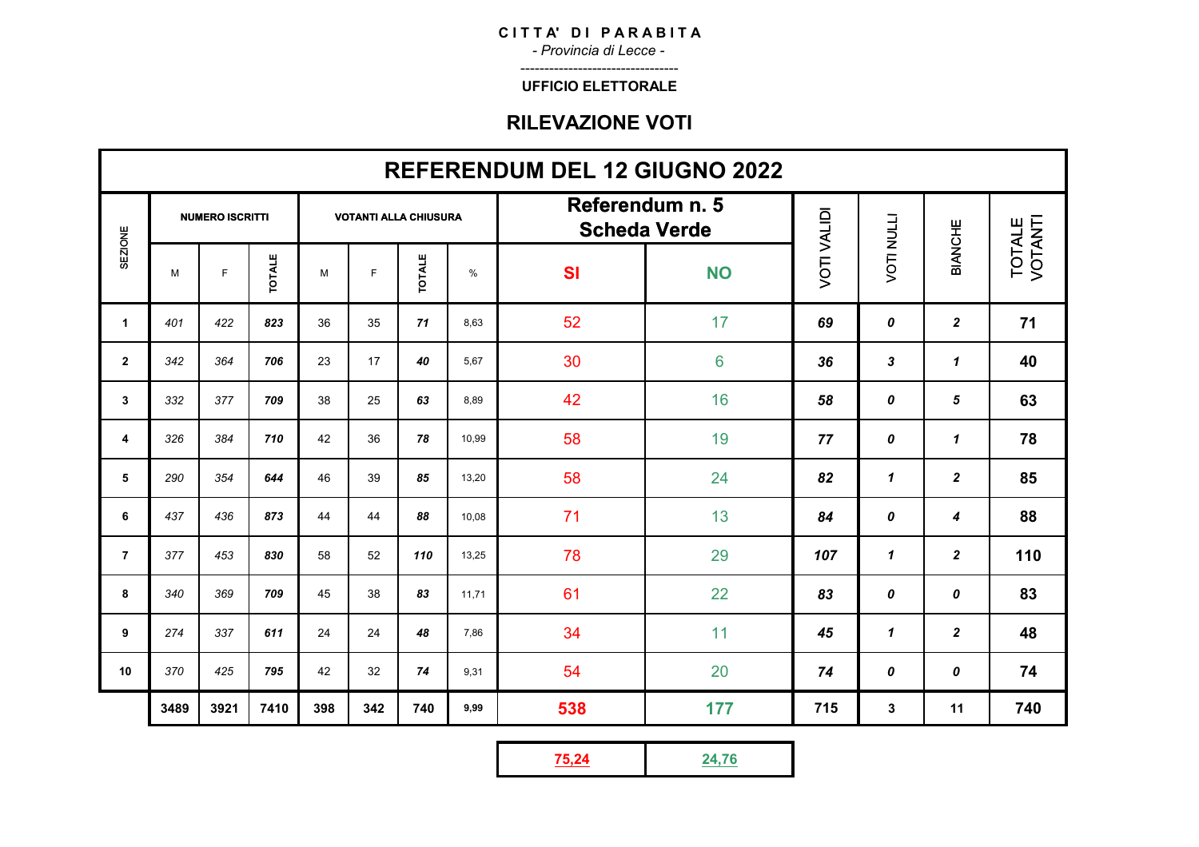**CITTA' DI PARABITA**

*- Provincia di Lecce -*

---------------------------------

**UFFICIO ELETTORALE**

## RILEVAZIONE VOTI

| REFERENDUM DEL 12 GIUGNO 2022 | | | | | | | | | | | | | |
|---|---|---|---|---|---|---|---|---|---|---|---|---|---|
| SEZIONE | NUMERO ISCRITTI | | | VOTANTI ALLA CHIUSURA | | | | Referendum n. 5 Scheda Verde | | VOTI VALIDI | VOTI NULLI | BIANCHE | TOTALE VOTANTI |
| | M | F | TOTALE | M | F | TOTALE | % | SI | NO | | | | |
| 1 | 401 | 422 | 823 | 36 | 35 | 71 | 8,63 | 52 | 17 | 69 | 0 | 2 | 71 |
| 2 | 342 | 364 | 706 | 23 | 17 | 40 | 5,67 | 30 | 6 | 36 | 3 | 1 | 40 |
| 3 | 332 | 377 | 709 | 38 | 25 | 63 | 8,89 | 42 | 16 | 58 | 0 | 5 | 63 |
| 4 | 326 | 384 | 710 | 42 | 36 | 78 | 10,99 | 58 | 19 | 77 | 0 | 1 | 78 |
| 5 | 290 | 354 | 644 | 46 | 39 | 85 | 13,20 | 58 | 24 | 82 | 1 | 2 | 85 |
| 6 | 437 | 436 | 873 | 44 | 44 | 88 | 10,08 | 71 | 13 | 84 | 0 | 4 | 88 |
| 7 | 377 | 453 | 830 | 58 | 52 | 110 | 13,25 | 78 | 29 | 107 | 1 | 2 | 110 |
| 8 | 340 | 369 | 709 | 45 | 38 | 83 | 11,71 | 61 | 22 | 83 | 0 | 0 | 83 |
| 9 | 274 | 337 | 611 | 24 | 24 | 48 | 7,86 | 34 | 11 | 45 | 1 | 2 | 48 |
| 10 | 370 | 425 | 795 | 42 | 32 | 74 | 9,31 | 54 | 20 | 74 | 0 | 0 | 74 |
| | 3489 | 3921 | 7410 | 398 | 342 | 740 | 9,99 | 538 | 177 | 715 | 3 | 11 | 740 |
| | | | | | | | | 75,24 | 24,76 | | | | |